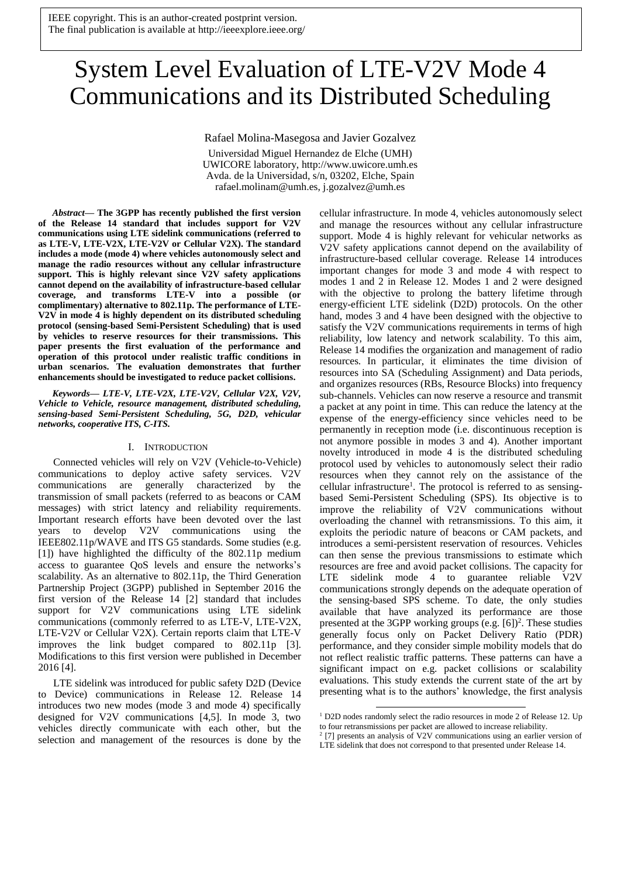IEEE copyright. This is an author-created postprint version.
The final publication is available at http://ieeexplore.ieee.org/

# System Level Evaluation of LTE-V2V Mode 4 Communications and its Distributed Scheduling

Rafael Molina-Masegosa and Javier Gozalvez

Universidad Miguel Hernandez de Elche (UMH)
UWICORE laboratory, http://www.uwicore.umh.es
Avda. de la Universidad, s/n, 03202, Elche, Spain
rafael.molinam@umh.es, j.gozalvez@umh.es

***Abstract*— The 3GPP has recently published the first version of the Release 14 standard that includes support for V2V communications using LTE sidelink communications (referred to as LTE-V, LTE-V2X, LTE-V2V or Cellular V2X). The standard includes a mode (mode 4) where vehicles autonomously select and manage the radio resources without any cellular infrastructure support. This is highly relevant since V2V safety applications cannot depend on the availability of infrastructure-based cellular coverage, and transforms LTE-V into a possible (or complimentary) alternative to 802.11p. The performance of LTE-V2V in mode 4 is highly dependent on its distributed scheduling protocol (sensing-based Semi-Persistent Scheduling) that is used by vehicles to reserve resources for their transmissions. This paper presents the first evaluation of the performance and operation of this protocol under realistic traffic conditions in urban scenarios. The evaluation demonstrates that further enhancements should be investigated to reduce packet collisions.**

***Keywords*— *LTE-V, LTE-V2X, LTE-V2V, Cellular V2X, V2V, Vehicle to Vehicle, resource management, distributed scheduling, sensing-based Semi-Persistent Scheduling, 5G, D2D, vehicular networks, cooperative ITS, C-ITS.***

## I. Introduction

Connected vehicles will rely on V2V (Vehicle-to-Vehicle) communications to deploy active safety services. V2V communications are generally characterized by the transmission of small packets (referred to as beacons or CAM messages) with strict latency and reliability requirements. Important research efforts have been devoted over the last years to develop V2V communications using the IEEE802.11p/WAVE and ITS G5 standards. Some studies (e.g. [1]) have highlighted the difficulty of the 802.11p medium access to guarantee QoS levels and ensure the networks's scalability. As an alternative to 802.11p, the Third Generation Partnership Project (3GPP) published in September 2016 the first version of the Release 14 [2] standard that includes support for V2V communications using LTE sidelink communications (commonly referred to as LTE-V, LTE-V2X, LTE-V2V or Cellular V2X). Certain reports claim that LTE-V improves the link budget compared to 802.11p [3]. Modifications to this first version were published in December 2016 [4].

LTE sidelink was introduced for public safety D2D (Device to Device) communications in Release 12. Release 14 introduces two new modes (mode 3 and mode 4) specifically designed for V2V communications [4,5]. In mode 3, two vehicles directly communicate with each other, but the selection and management of the resources is done by the cellular infrastructure. In mode 4, vehicles autonomously select and manage the resources without any cellular infrastructure support. Mode 4 is highly relevant for vehicular networks as V2V safety applications cannot depend on the availability of infrastructure-based cellular coverage. Release 14 introduces important changes for mode 3 and mode 4 with respect to modes 1 and 2 in Release 12. Modes 1 and 2 were designed with the objective to prolong the battery lifetime through energy-efficient LTE sidelink (D2D) protocols. On the other hand, modes 3 and 4 have been designed with the objective to satisfy the V2V communications requirements in terms of high reliability, low latency and network scalability. To this aim, Release 14 modifies the organization and management of radio resources. In particular, it eliminates the time division of resources into SA (Scheduling Assignment) and Data periods, and organizes resources (RBs, Resource Blocks) into frequency sub-channels. Vehicles can now reserve a resource and transmit a packet at any point in time. This can reduce the latency at the expense of the energy-efficiency since vehicles need to be permanently in reception mode (i.e. discontinuous reception is not anymore possible in modes 3 and 4). Another important novelty introduced in mode 4 is the distributed scheduling protocol used by vehicles to autonomously select their radio resources when they cannot rely on the assistance of the cellular infrastructure[1]. The protocol is referred to as sensing-based Semi-Persistent Scheduling (SPS). Its objective is to improve the reliability of V2V communications without overloading the channel with retransmissions. To this aim, it exploits the periodic nature of beacons or CAM packets, and introduces a semi-persistent reservation of resources. Vehicles can then sense the previous transmissions to estimate which resources are free and avoid packet collisions. The capacity for LTE sidelink mode 4 to guarantee reliable V2V communications strongly depends on the adequate operation of the sensing-based SPS scheme. To date, the only studies available that have analyzed its performance are those presented at the 3GPP working groups (e.g. [6])[2]. These studies generally focus only on Packet Delivery Ratio (PDR) performance, and they consider simple mobility models that do not reflect realistic traffic patterns. These patterns can have a significant impact on e.g. packet collisions or scalability evaluations. This study extends the current state of the art by presenting what is to the authors' knowledge, the first analysis

[1] D2D nodes randomly select the radio resources in mode 2 of Release 12. Up to four retransmissions per packet are allowed to increase reliability.

[2] [7] presents an analysis of V2V communications using an earlier version of LTE sidelink that does not correspond to that presented under Release 14.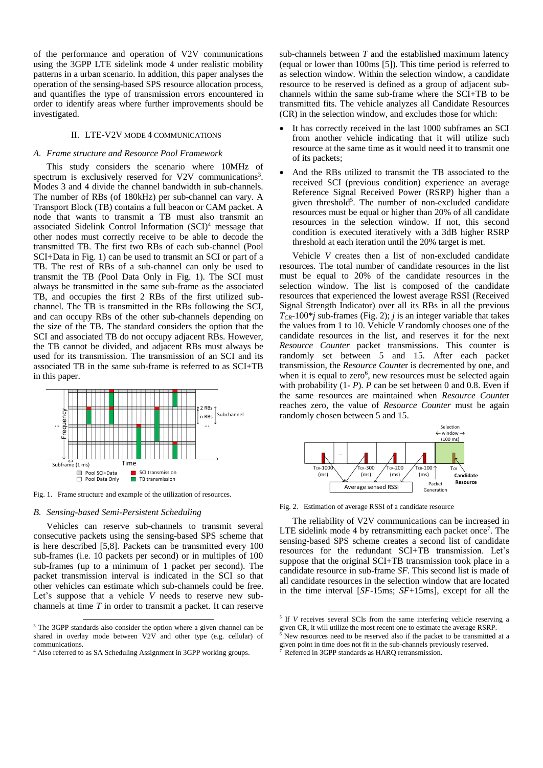of the performance and operation of V2V communications using the 3GPP LTE sidelink mode 4 under realistic mobility patterns in a urban scenario. In addition, this paper analyses the operation of the sensing-based SPS resource allocation process, and quantifies the type of transmission errors encountered in order to identify areas where further improvements should be investigated.

## II. LTE-V2V MODE 4 COMMUNICATIONS

### A. Frame structure and Resource Pool Framework

This study considers the scenario where 10MHz of spectrum is exclusively reserved for V2V communications[3]. Modes 3 and 4 divide the channel bandwidth in sub-channels. The number of RBs (of 180kHz) per sub-channel can vary. A Transport Block (TB) contains a full beacon or CAM packet. A node that wants to transmit a TB must also transmit an associated Sidelink Control Information (SCI)[4] message that other nodes must correctly receive to be able to decode the transmitted TB. The first two RBs of each sub-channel (Pool SCI+Data in Fig. 1) can be used to transmit an SCI or part of a TB. The rest of RBs of a sub-channel can only be used to transmit the TB (Pool Data Only in Fig. 1). The SCI must always be transmitted in the same sub-frame as the associated TB, and occupies the first 2 RBs of the first utilized sub-channel. The TB is transmitted in the RBs following the SCI, and can occupy RBs of the other sub-channels depending on the size of the TB. The standard considers the option that the SCI and associated TB do not occupy adjacent RBs. However, the TB cannot be divided, and adjacent RBs must always be used for its transmission. The transmission of an SCI and its associated TB in the same sub-frame is referred to as SCI+TB in this paper.

Fig. 1. Frame structure and example of the utilization of resources.

### B. Sensing-based Semi-Persistent Scheduling

Vehicles can reserve sub-channels to transmit several consecutive packets using the sensing-based SPS scheme that is here described [5,8]. Packets can be transmitted every 100 sub-frames (i.e. 10 packets per second) or in multiples of 100 sub-frames (up to a minimum of 1 packet per second). The packet transmission interval is indicated in the SCI so that other vehicles can estimate which sub-channels could be free. Let's suppose that a vehicle *V* needs to reserve new sub-channels at time *T* in order to transmit a packet. It can reserve sub-channels between *T* and the established maximum latency (equal or lower than 100ms [5]). This time period is referred to as selection window. Within the selection window, a candidate resource to be reserved is defined as a group of adjacent sub-channels within the same sub-frame where the SCI+TB to be transmitted fits. The vehicle analyzes all Candidate Resources (CR) in the selection window, and excludes those for which:

- It has correctly received in the last 1000 subframes an SCI from another vehicle indicating that it will utilize such resource at the same time as it would need it to transmit one of its packets;
- And the RBs utilized to transmit the TB associated to the received SCI (previous condition) experience an average Reference Signal Received Power (RSRP) higher than a given threshold[5]. The number of non-excluded candidate resources must be equal or higher than 20% of all candidate resources in the selection window. If not, this second condition is executed iteratively with a 3dB higher RSRP threshold at each iteration until the 20% target is met.

Vehicle *V* creates then a list of non-excluded candidate resources. The total number of candidate resources in the list must be equal to 20% of the candidate resources in the selection window. The list is composed of the candidate resources that experienced the lowest average RSSI (Received Signal Strength Indicator) over all its RBs in all the previous $T_{CR}$-100\*$j$ sub-frames (Fig. 2); $j$ is an integer variable that takes the values from 1 to 10. Vehicle *V* randomly chooses one of the candidate resources in the list, and reserves it for the next *Resource Counter* packet transmissions. This counter is randomly set between 5 and 15. After each packet transmission, the *Resource Counter* is decremented by one, and when it is equal to zero[6], new resources must be selected again with probability (1- *P*). *P* can be set between 0 and 0.8. Even if the same resources are maintained when *Resource Counter* reaches zero, the value of *Resource Counter* must be again randomly chosen between 5 and 15.

Fig. 2. Estimation of average RSSI of a candidate resource

The reliability of V2V communications can be increased in LTE sidelink mode 4 by retransmitting each packet once[7]. The sensing-based SPS scheme creates a second list of candidate resources for the redundant SCI+TB transmission. Let's suppose that the original SCI+TB transmission took place in a candidate resource in sub-frame *SF*. This second list is made of all candidate resources in the selection window that are located in the time interval [*SF*-15ms; *SF*+15ms], except for all the

[3] The 3GPP standards also consider the option where a given channel can be shared in overlay mode between V2V and other type (e.g. cellular) of communications.

[4] Also referred to as SA Scheduling Assignment in 3GPP working groups.

[5] If *V* receives several SCIs from the same interfering vehicle reserving a given CR, it will utilize the most recent one to estimate the average RSRP.

[6] New resources need to be reserved also if the packet to be transmitted at a given point in time does not fit in the sub-channels previously reserved.

[7] Referred in 3GPP standards as HARQ retransmission.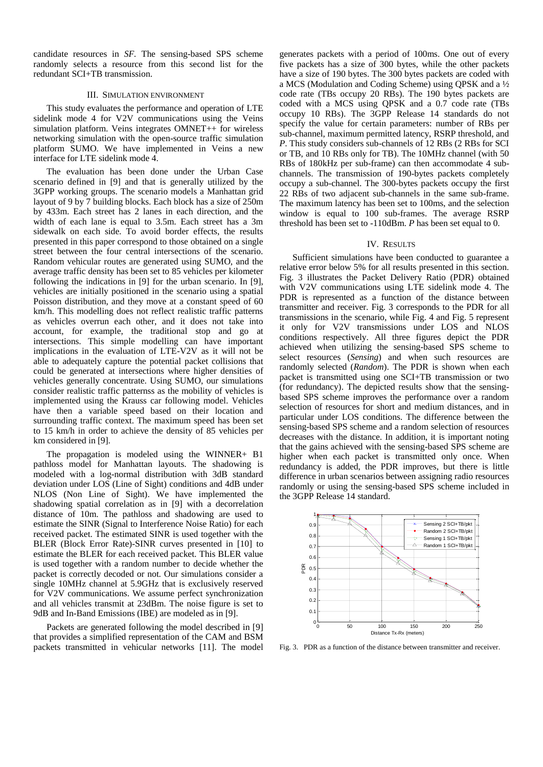candidate resources in *SF*. The sensing-based SPS scheme randomly selects a resource from this second list for the redundant SCI+TB transmission.

## III. Simulation Environment

This study evaluates the performance and operation of LTE sidelink mode 4 for V2V communications using the Veins simulation platform. Veins integrates OMNET++ for wireless networking simulation with the open-source traffic simulation platform SUMO. We have implemented in Veins a new interface for LTE sidelink mode 4.

The evaluation has been done under the Urban Case scenario defined in [9] and that is generally utilized by the 3GPP working groups. The scenario models a Manhattan grid layout of 9 by 7 building blocks. Each block has a size of 250m by 433m. Each street has 2 lanes in each direction, and the width of each lane is equal to 3.5m. Each street has a 3m sidewalk on each side. To avoid border effects, the results presented in this paper correspond to those obtained on a single street between the four central intersections of the scenario. Random vehicular routes are generated using SUMO, and the average traffic density has been set to 85 vehicles per kilometer following the indications in [9] for the urban scenario. In [9], vehicles are initially positioned in the scenario using a spatial Poisson distribution, and they move at a constant speed of 60 km/h. This modelling does not reflect realistic traffic patterns as vehicles overrun each other, and it does not take into account, for example, the traditional stop and go at intersections. This simple modelling can have important implications in the evaluation of LTE-V2V as it will not be able to adequately capture the potential packet collisions that could be generated at intersections where higher densities of vehicles generally concentrate. Using SUMO, our simulations consider realistic traffic patternss as the mobility of vehicles is implemented using the Krauss car following model. Vehicles have then a variable speed based on their location and surrounding traffic context. The maximum speed has been set to 15 km/h in order to achieve the density of 85 vehicles per km considered in [9].

The propagation is modeled using the WINNER+ B1 pathloss model for Manhattan layouts. The shadowing is modeled with a log-normal distribution with 3dB standard deviation under LOS (Line of Sight) conditions and 4dB under NLOS (Non Line of Sight). We have implemented the shadowing spatial correlation as in [9] with a decorrelation distance of 10m. The pathloss and shadowing are used to estimate the SINR (Signal to Interference Noise Ratio) for each received packet. The estimated SINR is used together with the BLER (Block Error Rate)-SINR curves presented in [10] to estimate the BLER for each received packet. This BLER value is used together with a random number to decide whether the packet is correctly decoded or not. Our simulations consider a single 10MHz channel at 5.9GHz that is exclusively reserved for V2V communications. We assume perfect synchronization and all vehicles transmit at 23dBm. The noise figure is set to 9dB and In-Band Emissions (IBE) are modeled as in [9].

Packets are generated following the model described in [9] that provides a simplified representation of the CAM and BSM packets transmitted in vehicular networks [11]. The model generates packets with a period of 100ms. One out of every five packets has a size of 300 bytes, while the other packets have a size of 190 bytes. The 300 bytes packets are coded with a MCS (Modulation and Coding Scheme) using QPSK and a ½ code rate (TBs occupy 20 RBs). The 190 bytes packets are coded with a MCS using QPSK and a 0.7 code rate (TBs occupy 10 RBs). The 3GPP Release 14 standards do not specify the value for certain parameters: number of RBs per sub-channel, maximum permitted latency, RSRP threshold, and *P*. This study considers sub-channels of 12 RBs (2 RBs for SCI or TB, and 10 RBs only for TB). The 10MHz channel (with 50 RBs of 180kHz per sub-frame) can then accommodate 4 sub-channels. The transmission of 190-bytes packets completely occupy a sub-channel. The 300-bytes packets occupy the first 22 RBs of two adjacent sub-channels in the same sub-frame. The maximum latency has been set to 100ms, and the selection window is equal to 100 sub-frames. The average RSRP threshold has been set to -110dBm. *P* has been set equal to 0.

## IV. Results

Sufficient simulations have been conducted to guarantee a relative error below 5% for all results presented in this section. Fig. 3 illustrates the Packet Delivery Ratio (PDR) obtained with V2V communications using LTE sidelink mode 4. The PDR is represented as a function of the distance between transmitter and receiver. Fig. 3 corresponds to the PDR for all transmissions in the scenario, while Fig. 4 and Fig. 5 represent it only for V2V transmissions under LOS and NLOS conditions respectively. All three figures depict the PDR achieved when utilizing the sensing-based SPS scheme to select resources (*Sensing*) and when such resources are randomly selected (*Random*). The PDR is shown when each packet is transmitted using one SCI+TB transmission or two (for redundancy). The depicted results show that the sensing-based SPS scheme improves the performance over a random selection of resources for short and medium distances, and in particular under LOS conditions. The difference between the sensing-based SPS scheme and a random selection of resources decreases with the distance. In addition, it is important noting that the gains achieved with the sensing-based SPS scheme are higher when each packet is transmitted only once. When redundancy is added, the PDR improves, but there is little difference in urban scenarios between assigning radio resources randomly or using the sensing-based SPS scheme included in the 3GPP Release 14 standard.

Fig. 3. PDR as a function of the distance between transmitter and receiver.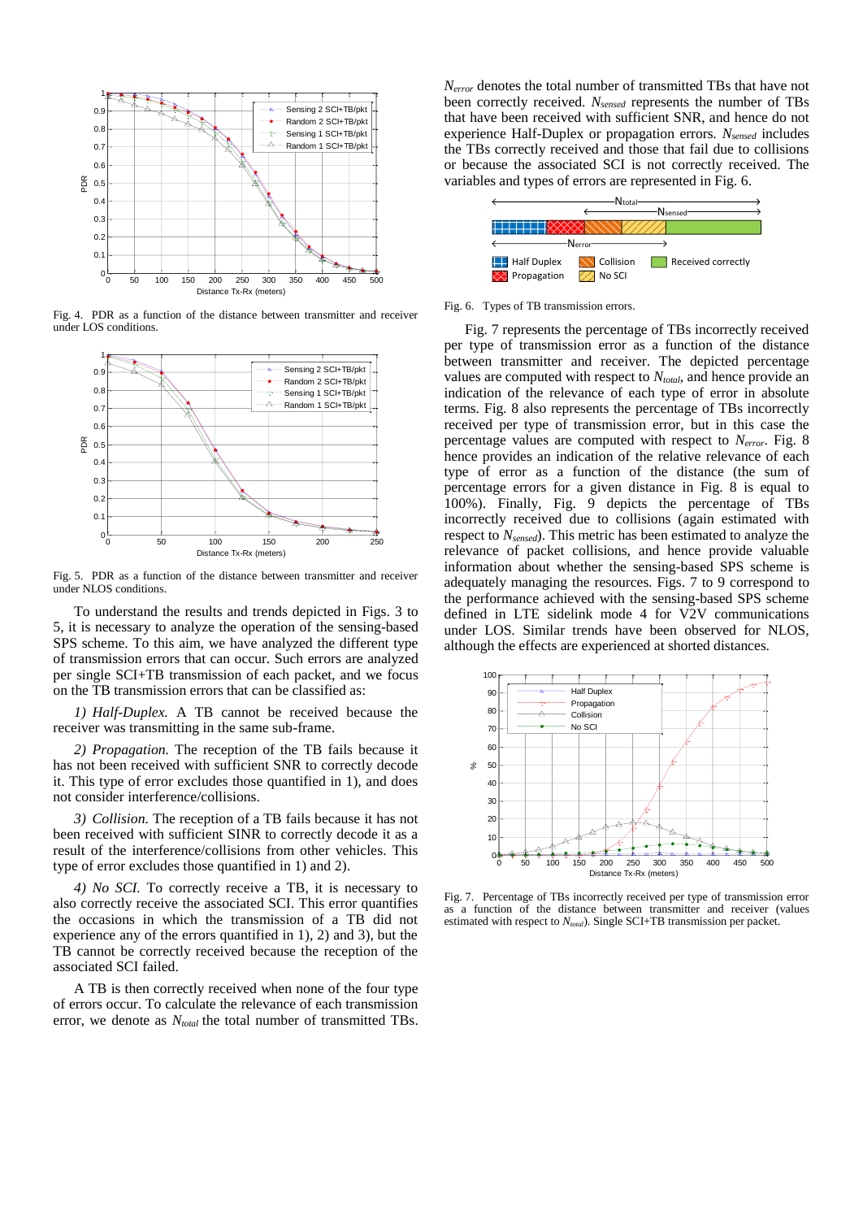Fig. 4. PDR as a function of the distance between transmitter and receiver under LOS conditions.

Fig. 5. PDR as a function of the distance between transmitter and receiver under NLOS conditions.

To understand the results and trends depicted in Figs. 3 to 5, it is necessary to analyze the operation of the sensing-based SPS scheme. To this aim, we have analyzed the different type of transmission errors that can occur. Such errors are analyzed per single SCI+TB transmission of each packet, and we focus on the TB transmission errors that can be classified as:

*1) Half-Duplex.* A TB cannot be received because the receiver was transmitting in the same sub-frame.

*2) Propagation.* The reception of the TB fails because it has not been received with sufficient SNR to correctly decode it. This type of error excludes those quantified in 1), and does not consider interference/collisions.

*3) Collision.* The reception of a TB fails because it has not been received with sufficient SINR to correctly decode it as a result of the interference/collisions from other vehicles. This type of error excludes those quantified in 1) and 2).

*4) No SCI.* To correctly receive a TB, it is necessary to also correctly receive the associated SCI. This error quantifies the occasions in which the transmission of a TB did not experience any of the errors quantified in 1), 2) and 3), but the TB cannot be correctly received because the reception of the associated SCI failed.

A TB is then correctly received when none of the four type of errors occur. To calculate the relevance of each transmission error, we denote as $N_{total}$ the total number of transmitted TBs. $N_{error}$ denotes the total number of transmitted TBs that have not been correctly received. $N_{sensed}$ represents the number of TBs that have been received with sufficient SNR, and hence do not experience Half-Duplex or propagation errors. $N_{sensed}$ includes the TBs correctly received and those that fail due to collisions or because the associated SCI is not correctly received. The variables and types of errors are represented in Fig. 6.

Fig. 6. Types of TB transmission errors.

Fig. 7 represents the percentage of TBs incorrectly received per type of transmission error as a function of the distance between transmitter and receiver. The depicted percentage values are computed with respect to $N_{total}$, and hence provide an indication of the relevance of each type of error in absolute terms. Fig. 8 also represents the percentage of TBs incorrectly received per type of transmission error, but in this case the percentage values are computed with respect to $N_{error}$. Fig. 8 hence provides an indication of the relative relevance of each type of error as a function of the distance (the sum of percentage errors for a given distance in Fig. 8 is equal to 100%). Finally, Fig. 9 depicts the percentage of TBs incorrectly received due to collisions (again estimated with respect to $N_{sensed}$). This metric has been estimated to analyze the relevance of packet collisions, and hence provide valuable information about whether the sensing-based SPS scheme is adequately managing the resources. Figs. 7 to 9 correspond to the performance achieved with the sensing-based SPS scheme defined in LTE sidelink mode 4 for V2V communications under LOS. Similar trends have been observed for NLOS, although the effects are experienced at shorted distances.

Fig. 7. Percentage of TBs incorrectly received per type of transmission error as a function of the distance between transmitter and receiver (values estimated with respect to $N_{total}$). Single SCI+TB transmission per packet.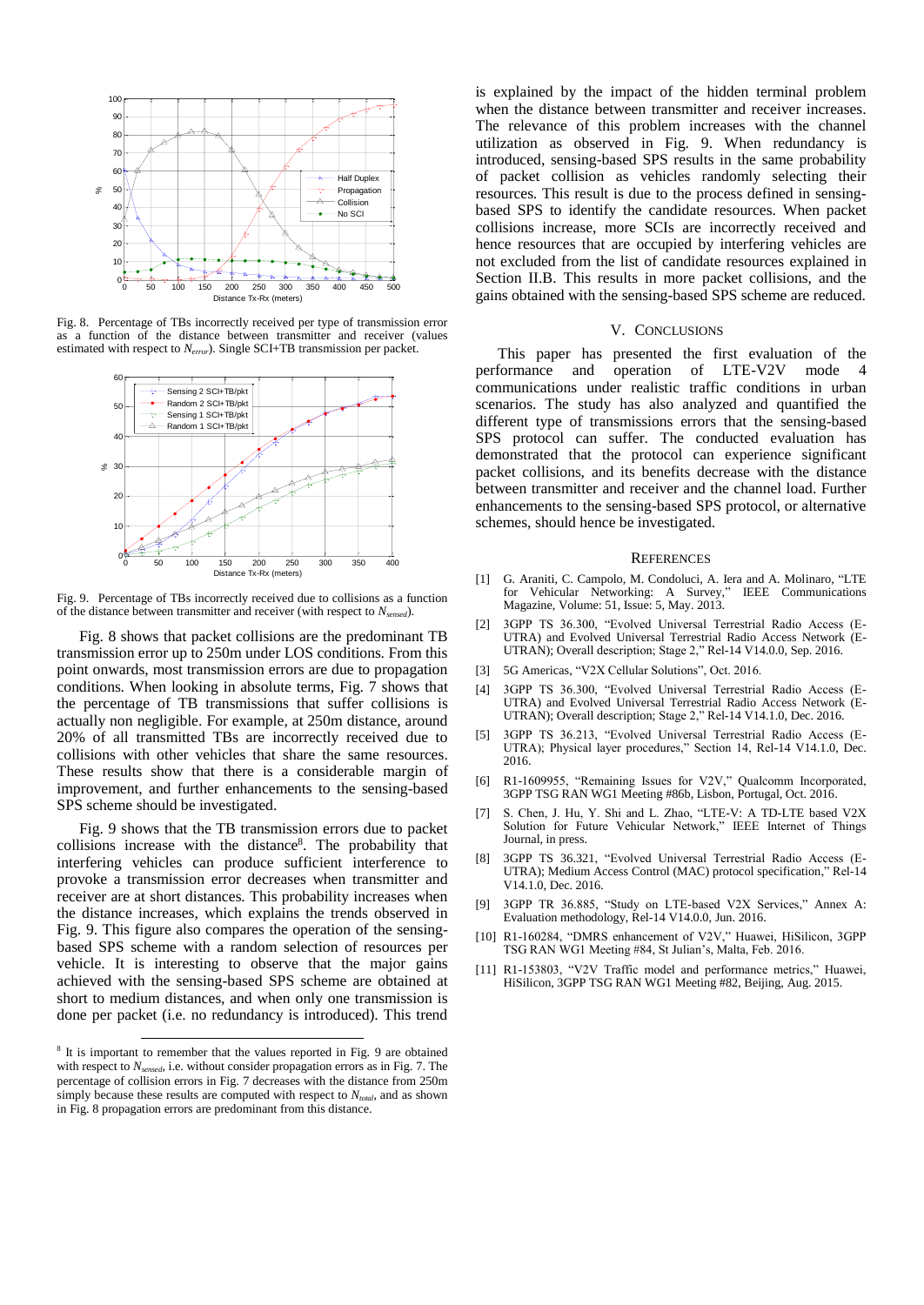100
90
80
70
60
50
40
30
20
10
0

%

0 50 100 150 200 250 300 350 400 450 500

Distance Tx-Rx (meters)

Half Duplex
Propagation
Collision
No SCI

Fig. 8. Percentage of TBs incorrectly received per type of transmission error as a function of the distance between transmitter and receiver (values estimated with respect to $N_{error}$). Single SCI+TB transmission per packet.

60
50
40
30
20
10
0

%

0 50 100 150 200 250 300 350 400

Distance Tx-Rx (meters)

Sensing 2 SCI+TB/pkt
Random 2 SCI+TB/pkt
Sensing 1 SCI+TB/pkt
Random 1 SCI+TB/pkt

Fig. 9. Percentage of TBs incorrectly received due to collisions as a function of the distance between transmitter and receiver (with respect to $N_{sensed}$).

Fig. 8 shows that packet collisions are the predominant TB transmission error up to 250m under LOS conditions. From this point onwards, most transmission errors are due to propagation conditions. When looking in absolute terms, Fig. 7 shows that the percentage of TB transmissions that suffer collisions is actually non negligible. For example, at 250m distance, around 20% of all transmitted TBs are incorrectly received due to collisions with other vehicles that share the same resources. These results show that there is a considerable margin of improvement, and further enhancements to the sensing-based SPS scheme should be investigated.

Fig. 9 shows that the TB transmission errors due to packet collisions increase with the distance[8]. The probability that interfering vehicles can produce sufficient interference to provoke a transmission error decreases when transmitter and receiver are at short distances. This probability increases when the distance increases, which explains the trends observed in Fig. 9. This figure also compares the operation of the sensing-based SPS scheme with a random selection of resources per vehicle. It is interesting to observe that the major gains achieved with the sensing-based SPS scheme are obtained at short to medium distances, and when only one transmission is done per packet (i.e. no redundancy is introduced). This trend is explained by the impact of the hidden terminal problem when the distance between transmitter and receiver increases. The relevance of this problem increases with the channel utilization as observed in Fig. 9. When redundancy is introduced, sensing-based SPS results in the same probability of packet collision as vehicles randomly selecting their resources. This result is due to the process defined in sensing-based SPS to identify the candidate resources. When packet collisions increase, more SCIs are incorrectly received and hence resources that are occupied by interfering vehicles are not excluded from the list of candidate resources explained in Section II.B. This results in more packet collisions, and the gains obtained with the sensing-based SPS scheme are reduced.

[8] It is important to remember that the values reported in Fig. 9 are obtained with respect to $N_{sensed}$, i.e. without consider propagation errors as in Fig. 7. The percentage of collision errors in Fig. 7 decreases with the distance from 250m simply because these results are computed with respect to $N_{total}$, and as shown in Fig. 8 propagation errors are predominant from this distance.

## V. Conclusions

This paper has presented the first evaluation of the performance and operation of LTE-V2V mode 4 communications under realistic traffic conditions in urban scenarios. The study has also analyzed and quantified the different type of transmissions errors that the sensing-based SPS protocol can suffer. The conducted evaluation has demonstrated that the protocol can experience significant packet collisions, and its benefits decrease with the distance between transmitter and receiver and the channel load. Further enhancements to the sensing-based SPS protocol, or alternative schemes, should hence be investigated.

## References

[1] G. Araniti, C. Campolo, M. Condoluci, A. Iera and A. Molinaro, "LTE for Vehicular Networking: A Survey," IEEE Communications Magazine, Volume: 51, Issue: 5, May. 2013.

[2] 3GPP TS 36.300, "Evolved Universal Terrestrial Radio Access (E-UTRA) and Evolved Universal Terrestrial Radio Access Network (E-UTRAN); Overall description; Stage 2," Rel-14 V14.0.0, Sep. 2016.

[3] 5G Americas, "V2X Cellular Solutions", Oct. 2016.

[4] 3GPP TS 36.300, "Evolved Universal Terrestrial Radio Access (E-UTRA) and Evolved Universal Terrestrial Radio Access Network (E-UTRAN); Overall description; Stage 2," Rel-14 V14.1.0, Dec. 2016.

[5] 3GPP TS 36.213, "Evolved Universal Terrestrial Radio Access (E-UTRA); Physical layer procedures," Section 14, Rel-14 V14.1.0, Dec. 2016.

[6] R1-1609955, "Remaining Issues for V2V," Qualcomm Incorporated, 3GPP TSG RAN WG1 Meeting #86b, Lisbon, Portugal, Oct. 2016.

[7] S. Chen, J. Hu, Y. Shi and L. Zhao, "LTE-V: A TD-LTE based V2X Solution for Future Vehicular Network," IEEE Internet of Things Journal, in press.

[8] 3GPP TS 36.321, "Evolved Universal Terrestrial Radio Access (E-UTRA); Medium Access Control (MAC) protocol specification," Rel-14 V14.1.0, Dec. 2016.

[9] 3GPP TR 36.885, "Study on LTE-based V2X Services," Annex A: Evaluation methodology, Rel-14 V14.0.0, Jun. 2016.

[10] R1-160284, "DMRS enhancement of V2V," Huawei, HiSilicon, 3GPP TSG RAN WG1 Meeting #84, St Julian's, Malta, Feb. 2016.

[11] R1-153803, "V2V Traffic model and performance metrics," Huawei, HiSilicon, 3GPP TSG RAN WG1 Meeting #82, Beijing, Aug. 2015.